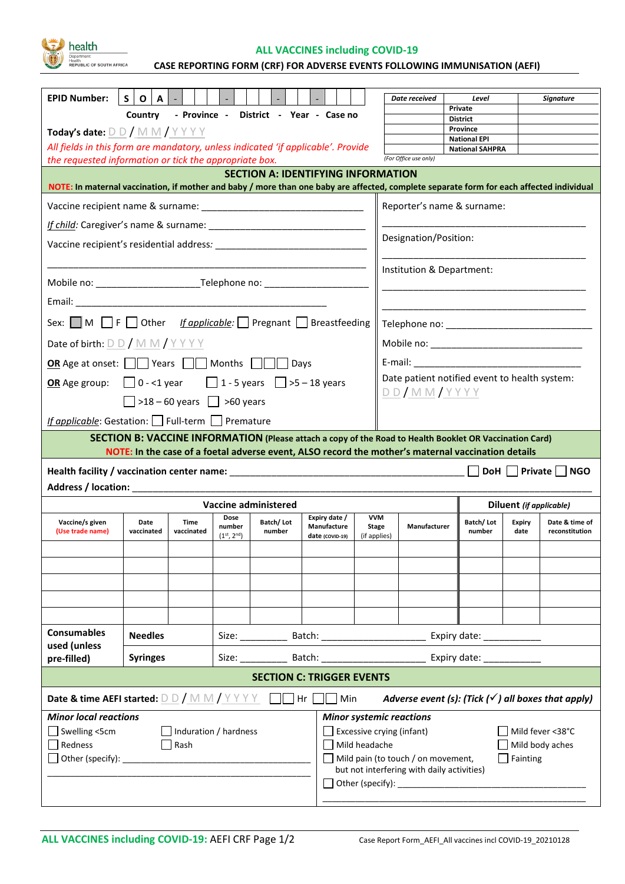health
Department: Health
REPUBLIC OF SOUTH AFRICA

## ALL VACCINES including COVID-19

## CASE REPORTING FORM (CRF) FOR ADVERSE EVENTS FOLLOWING IMMUNISATION (AEFI)

**EPID Number:** S O A - _ _ - _ _ _ - _ _ - _ _ _ _

Country - Province - District - Year - Case no

**Today's date:** DD / MM / YYYY

*All fields in this form are mandatory, unless indicated 'if applicable'. Provide the requested information or tick the appropriate box.*

| Date received | Level | Signature |
|---|---|---|
| | Private | |
| | District | |
| | Province | |
| | National EPI | |
| | National SAHPRA | |

*(For Office use only)*

## SECTION A: IDENTIFYING INFORMATION

**NOTE: In maternal vaccination, if mother and baby / more than one baby are affected, complete separate form for each affected individual**

Vaccine recipient name & surname: ______________________________

*If child:* Caregiver's name & surname: ______________________________

Vaccine recipient's residential address: ______________________________

______________________________

Mobile no: ____________________ Telephone no: ____________________

Email: ______________________________

Sex: ☐ M ☐ F ☐ Other *If applicable:* ☐ Pregnant ☐ Breastfeeding

Date of birth: DD / MM / YYYY

**OR** Age at onset: ☐☐ Years ☐☐ Months ☐☐☐ Days

**OR** Age group: ☐ 0 - <1 year ☐ 1 - 5 years ☐ >5 – 18 years ☐ >18 – 60 years ☐ >60 years

*If applicable*: Gestation: ☐ Full-term ☐ Premature

Reporter's name & surname: ______________________________

Designation/Position: ______________________________

Institution & Department: ______________________________

______________________________

Telephone no: ______________________________

Mobile no: ______________________________

E-mail: ______________________________

Date patient notified event to health system: DD / MM / YYYY

## SECTION B: VACCINE INFORMATION (Please attach a copy of the Road to Health Booklet OR Vaccination Card)

**NOTE: In the case of a foetal adverse event, ALSO record the mother's maternal vaccination details**

**Health facility / vaccination center name:** ______________________________ ☐ DoH ☐ Private ☐ NGO

**Address / location:** ______________________________

| Vaccine administered | | | | | | | | Diluent *(if applicable)* | | |
|---|---|---|---|---|---|---|---|---|---|---|
| Vaccine/s given (Use trade name) | Date vaccinated | Time vaccinated | Dose number (1st, 2nd) | Batch/ Lot number | Expiry date / Manufacture date (COVID-19) | VVM Stage (if applies) | Manufacturer | Batch/ Lot number | Expiry date | Date & time of reconstitution |
| | | | | | | | | | | |
| | | | | | | | | | | |
| | | | | | | | | | | |
| | | | | | | | | | | |
| | | | | | | | | | | |

| **Consumables used (unless pre-filled)** | **Needles** | Size: _________ Batch: ____________________ Expiry date: ___________ |
|---|---|---|
| | **Syringes** | Size: _________ Batch: ____________________ Expiry date: ___________ |

## SECTION C: TRIGGER EVENTS

**Date & time AEFI started:** DD / MM / YYYY ☐☐ Hr ☐☐ Min *Adverse event (s): (Tick (✓) all boxes that apply)*

***Minor local reactions***

☐ Swelling <5cm ☐ Induration / hardness
☐ Redness ☐ Rash
☐ Other (specify): ______________________________

______________________________

***Minor systemic reactions***

☐ Excessive crying (infant) ☐ Mild fever <38°C
☐ Mild headache ☐ Mild body aches
☐ Mild pain (to touch / on movement, but not interfering with daily activities) ☐ Fainting
☐ Other (specify): ______________________________

______________________________

Case Report Form_AEFI_All vaccines incl COVID-19_20210128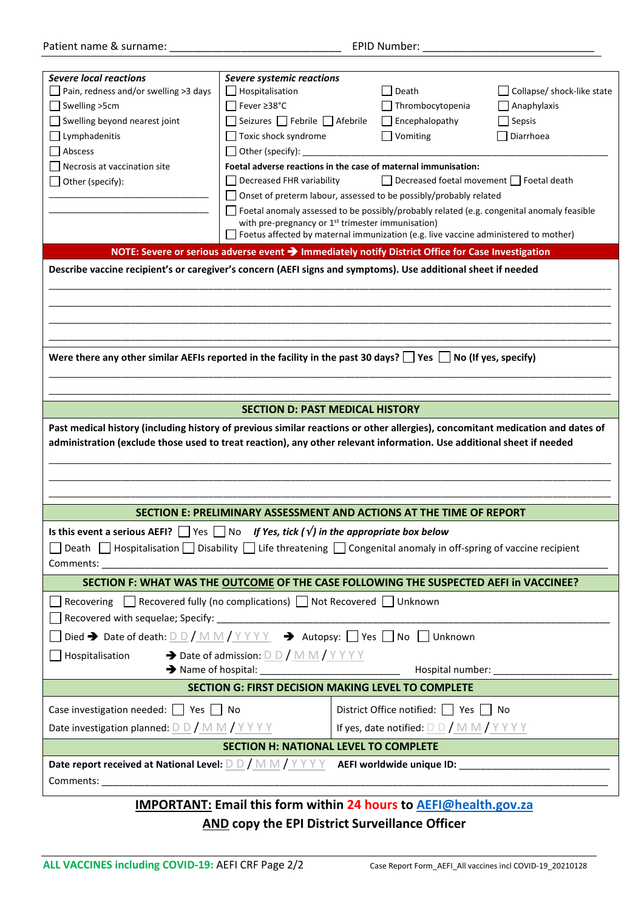Patient name & surname: ____________________________ EPID Number: ____________________________

| *Severe local reactions* | *Severe systemic reactions* | | |
|---|---|---|---|
| ☐ Pain, redness and/or swelling >3 days | ☐ Hospitalisation | ☐ Death | ☐ Collapse/ shock-like state |
| ☐ Swelling >5cm | ☐ Fever ≥38°C | ☐ Thrombocytopenia | ☐ Anaphylaxis |
| ☐ Swelling beyond nearest joint | ☐ Seizures ☐ Febrile ☐ Afebrile | ☐ Encephalopathy | ☐ Sepsis |
| ☐ Lymphadenitis | ☐ Toxic shock syndrome | ☐ Vomiting | ☐ Diarrhoea |
| ☐ Abscess | ☐ Other (specify): ____________ | | |
| ☐ Necrosis at vaccination site | **Foetal adverse reactions in the case of maternal immunisation:** | | |
| ☐ Other (specify): | ☐ Decreased FHR variability | ☐ Decreased foetal movement ☐ Foetal death | |
| ____________________________ | ☐ Onset of preterm labour, assessed to be possibly/probably related | | |
| ____________________________ | ☐ Foetal anomaly assessed to be possibly/probably related (e.g. congenital anomaly feasible with pre-pregnancy or 1st trimester immunisation) | | |
| | ☐ Foetus affected by maternal immunization (e.g. live vaccine administered to mother) | | |

**NOTE: Severe or serious adverse event → Immediately notify District Office for Case Investigation**

**Describe vaccine recipient's or caregiver's concern (AEFI signs and symptoms). Use additional sheet if needed**

______________________________________________________________________________

______________________________________________________________________________

______________________________________________________________________________

______________________________________________________________________________

**Were there any other similar AEFIs reported in the facility in the past 30 days?** ☐ **Yes** ☐ **No (If yes, specify)**

______________________________________________________________________________

______________________________________________________________________________

## SECTION D: PAST MEDICAL HISTORY

**Past medical history (including history of previous similar reactions or other allergies), concomitant medication and dates of administration (exclude those used to treat reaction), any other relevant information. Use additional sheet if needed**

______________________________________________________________________________

______________________________________________________________________________

______________________________________________________________________________

## SECTION E: PRELIMINARY ASSESSMENT AND ACTIONS AT THE TIME OF REPORT

**Is this event a serious AEFI?** ☐ Yes ☐ No ***If Yes, tick (√) in the appropriate box below***

☐ Death ☐ Hospitalisation ☐ Disability ☐ Life threatening ☐ Congenital anomaly in off-spring of vaccine recipient

Comments: ______________________________________________________________________

## SECTION F: WHAT WAS THE OUTCOME OF THE CASE FOLLOWING THE SUSPECTED AEFI in VACCINEE?

☐ Recovering ☐ Recovered fully (no complications) ☐ Not Recovered ☐ Unknown

☐ Recovered with sequelae; Specify: ______________________________________________

☐ Died → Date of death: DD / MM / YYYY → Autopsy: ☐ Yes ☐ No ☐ Unknown

☐ Hospitalisation → Date of admission: DD / MM / YYYY

→ Name of hospital: ________________________ Hospital number: ____________________

## SECTION G: FIRST DECISION MAKING LEVEL TO COMPLETE

| | |
|---|---|
| Case investigation needed: ☐ Yes ☐ No | District Office notified: ☐ Yes ☐ No |
| Date investigation planned: DD / MM / YYYY | If yes, date notified: DD / MM / YYYY |

## SECTION H: NATIONAL LEVEL TO COMPLETE

**Date report received at National Level:** DD / MM / YYYY **AEFI worldwide unique ID:** ____________________

Comments: ______________________________________________________________________

**IMPORTANT: Email this form within 24 hours to AEFI@health.gov.za**

**AND copy the EPI District Surveillance Officer**

**ALL VACCINES including COVID-19:** AEFI CRF Page 2/2 Case Report Form_AEFI_All vaccines incl COVID-19_20210128